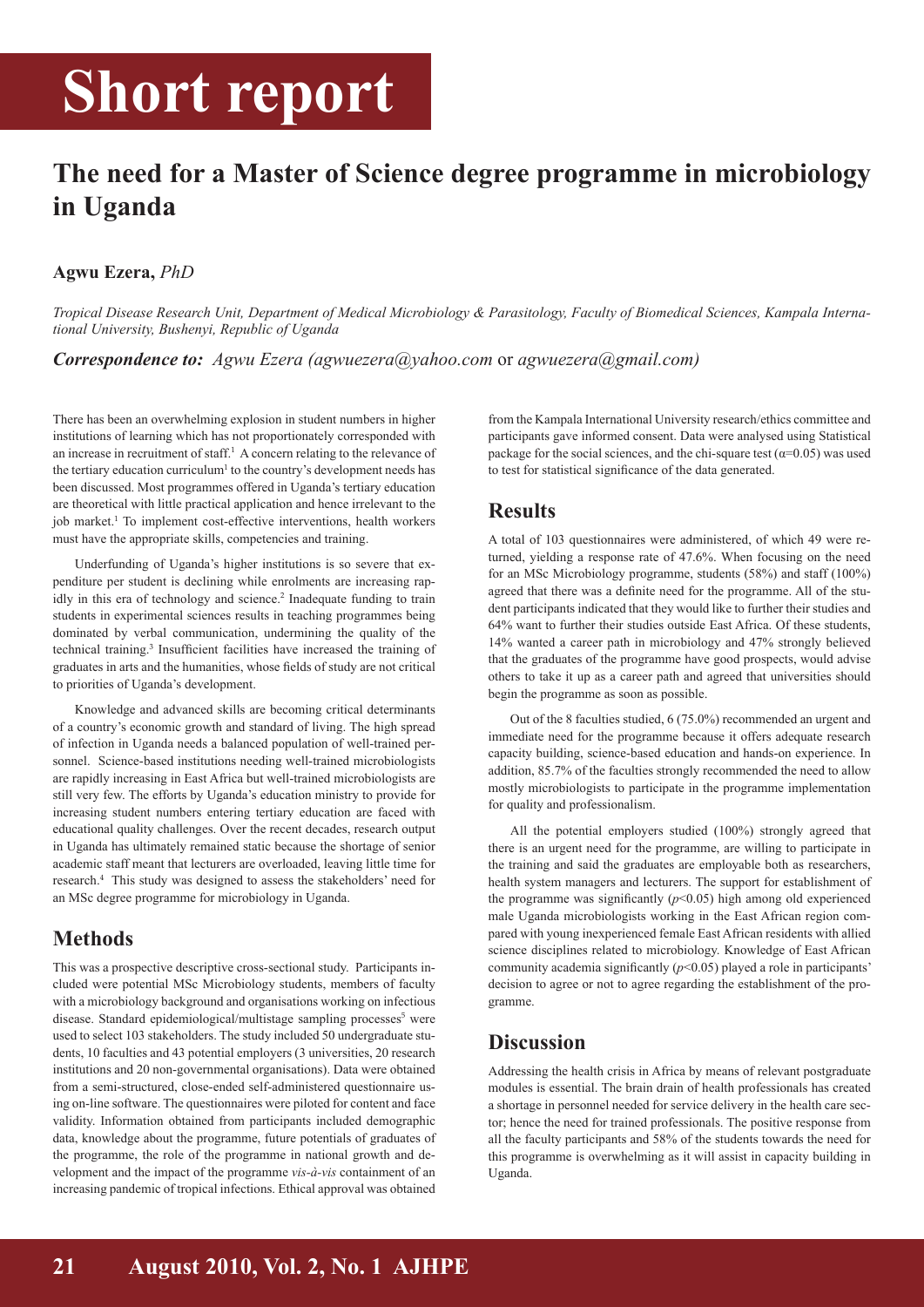# Short report

## The need for a Master of Science degree programme in microbiology in Uganda

**Agwu Ezera,** *PhD*

*Tropical Disease Research Unit, Department of Medical Microbiology & Parasitology, Faculty of Biomedical Sciences, Kampala International University, Bushenyi, Republic of Uganda*

***Correspondence to:*** *Agwu Ezera (agwuezera@yahoo.com* or *agwuezera@gmail.com)*

There has been an overwhelming explosion in student numbers in higher institutions of learning which has not proportionately corresponded with an increase in recruitment of staff.[1] A concern relating to the relevance of the tertiary education curriculum[1] to the country's development needs has been discussed. Most programmes offered in Uganda's tertiary education are theoretical with little practical application and hence irrelevant to the job market.[1] To implement cost-effective interventions, health workers must have the appropriate skills, competencies and training.

Underfunding of Uganda's higher institutions is so severe that expenditure per student is declining while enrolments are increasing rapidly in this era of technology and science.[2] Inadequate funding to train students in experimental sciences results in teaching programmes being dominated by verbal communication, undermining the quality of the technical training.[3] Insufficient facilities have increased the training of graduates in arts and the humanities, whose fields of study are not critical to priorities of Uganda's development.

Knowledge and advanced skills are becoming critical determinants of a country's economic growth and standard of living. The high spread of infection in Uganda needs a balanced population of well-trained personnel. Science-based institutions needing well-trained microbiologists are rapidly increasing in East Africa but well-trained microbiologists are still very few. The efforts by Uganda's education ministry to provide for increasing student numbers entering tertiary education are faced with educational quality challenges. Over the recent decades, research output in Uganda has ultimately remained static because the shortage of senior academic staff meant that lecturers are overloaded, leaving little time for research.[4] This study was designed to assess the stakeholders' need for an MSc degree programme for microbiology in Uganda.

## Methods

This was a prospective descriptive cross-sectional study. Participants included were potential MSc Microbiology students, members of faculty with a microbiology background and organisations working on infectious disease. Standard epidemiological/multistage sampling processes[5] were used to select 103 stakeholders. The study included 50 undergraduate students, 10 faculties and 43 potential employers (3 universities, 20 research institutions and 20 non-governmental organisations). Data were obtained from a semi-structured, close-ended self-administered questionnaire using on-line software. The questionnaires were piloted for content and face validity. Information obtained from participants included demographic data, knowledge about the programme, future potentials of graduates of the programme, the role of the programme in national growth and development and the impact of the programme *vis-à-vis* containment of an increasing pandemic of tropical infections. Ethical approval was obtained from the Kampala International University research/ethics committee and participants gave informed consent. Data were analysed using Statistical package for the social sciences, and the chi-square test ($\alpha=0.05$) was used to test for statistical significance of the data generated.

## Results

A total of 103 questionnaires were administered, of which 49 were returned, yielding a response rate of 47.6%. When focusing on the need for an MSc Microbiology programme, students (58%) and staff (100%) agreed that there was a definite need for the programme. All of the student participants indicated that they would like to further their studies and 64% want to further their studies outside East Africa. Of these students, 14% wanted a career path in microbiology and 47% strongly believed that the graduates of the programme have good prospects, would advise others to take it up as a career path and agreed that universities should begin the programme as soon as possible.

Out of the 8 faculties studied, 6 (75.0%) recommended an urgent and immediate need for the programme because it offers adequate research capacity building, science-based education and hands-on experience. In addition, 85.7% of the faculties strongly recommended the need to allow mostly microbiologists to participate in the programme implementation for quality and professionalism.

All the potential employers studied (100%) strongly agreed that there is an urgent need for the programme, are willing to participate in the training and said the graduates are employable both as researchers, health system managers and lecturers. The support for establishment of the programme was significantly ($p<0.05$) high among old experienced male Uganda microbiologists working in the East African region compared with young inexperienced female East African residents with allied science disciplines related to microbiology. Knowledge of East African community academia significantly ($p<0.05$) played a role in participants' decision to agree or not to agree regarding the establishment of the programme.

## Discussion

Addressing the health crisis in Africa by means of relevant postgraduate modules is essential. The brain drain of health professionals has created a shortage in personnel needed for service delivery in the health care sector; hence the need for trained professionals. The positive response from all the faculty participants and 58% of the students towards the need for this programme is overwhelming as it will assist in capacity building in Uganda.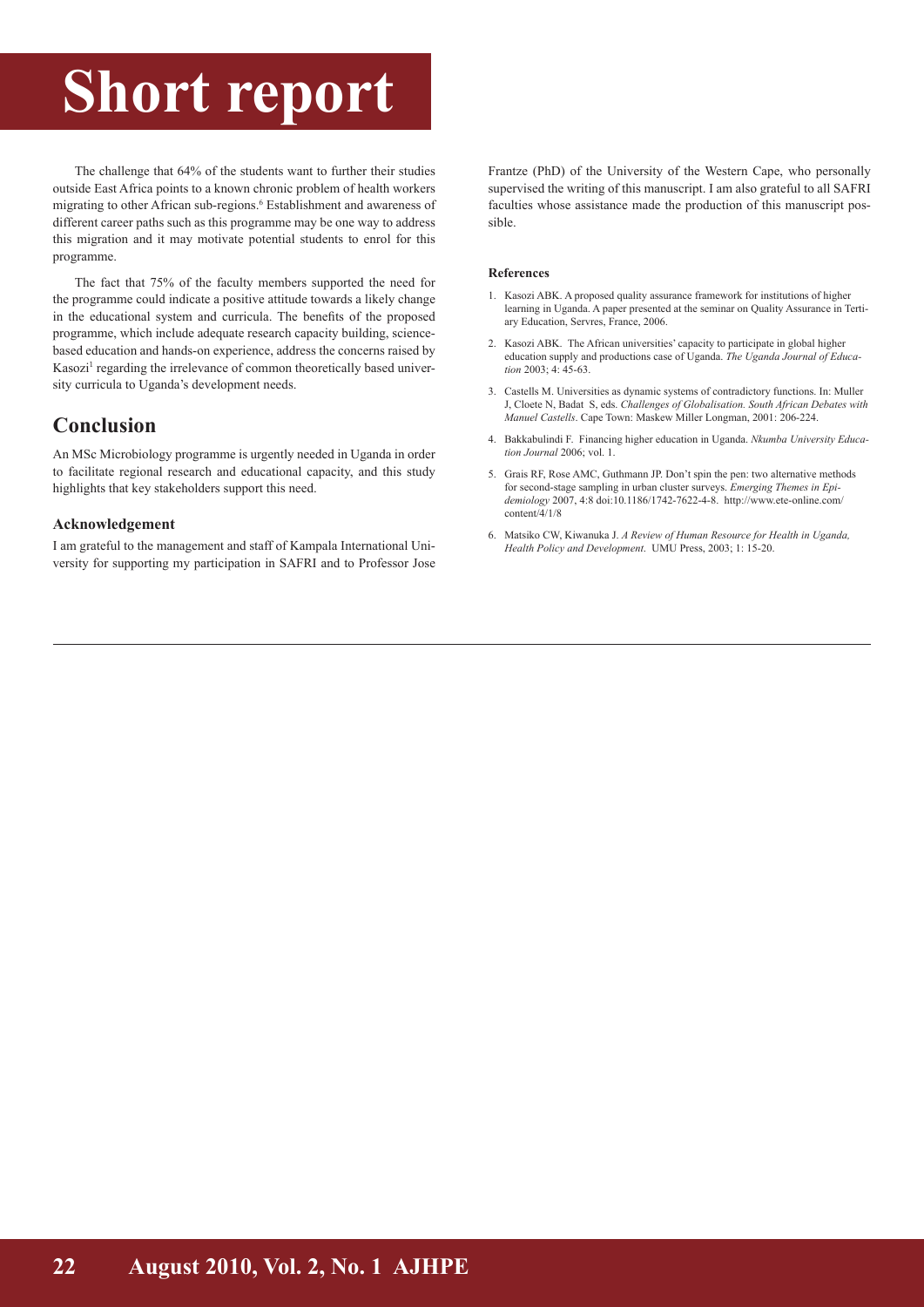The challenge that 64% of the students want to further their studies outside East Africa points to a known chronic problem of health workers migrating to other African sub-regions.[6] Establishment and awareness of different career paths such as this programme may be one way to address this migration and it may motivate potential students to enrol for this programme.

The fact that 75% of the faculty members supported the need for the programme could indicate a positive attitude towards a likely change in the educational system and curricula. The benefits of the proposed programme, which include adequate research capacity building, science-based education and hands-on experience, address the concerns raised by Kasozi[1] regarding the irrelevance of common theoretically based university curricula to Uganda's development needs.

## Conclusion

An MSc Microbiology programme is urgently needed in Uganda in order to facilitate regional research and educational capacity, and this study highlights that key stakeholders support this need.

### Acknowledgement

I am grateful to the management and staff of Kampala International University for supporting my participation in SAFRI and to Professor Jose Frantze (PhD) of the University of the Western Cape, who personally supervised the writing of this manuscript. I am also grateful to all SAFRI faculties whose assistance made the production of this manuscript possible.

#### References

1. Kasozi ABK. A proposed quality assurance framework for institutions of higher learning in Uganda. A paper presented at the seminar on Quality Assurance in Tertiary Education, Servres, France, 2006.
2. Kasozi ABK. The African universities' capacity to participate in global higher education supply and productions case of Uganda. *The Uganda Journal of Education* 2003; 4: 45-63.
3. Castells M. Universities as dynamic systems of contradictory functions. In: Muller J, Cloete N, Badat S, eds. *Challenges of Globalisation. South African Debates with Manuel Castells*. Cape Town: Maskew Miller Longman, 2001: 206-224.
4. Bakkabulindi F. Financing higher education in Uganda. *Nkumba University Education Journal* 2006; vol. 1.
5. Grais RF, Rose AMC, Guthmann JP. Don't spin the pen: two alternative methods for second-stage sampling in urban cluster surveys. *Emerging Themes in Epidemiology* 2007, 4:8 doi:10.1186/1742-7622-4-8. http://www.ete-online.com/content/4/1/8
6. Matsiko CW, Kiwanuka J. *A Review of Human Resource for Health in Uganda, Health Policy and Development*. UMU Press, 2003; 1: 15-20.